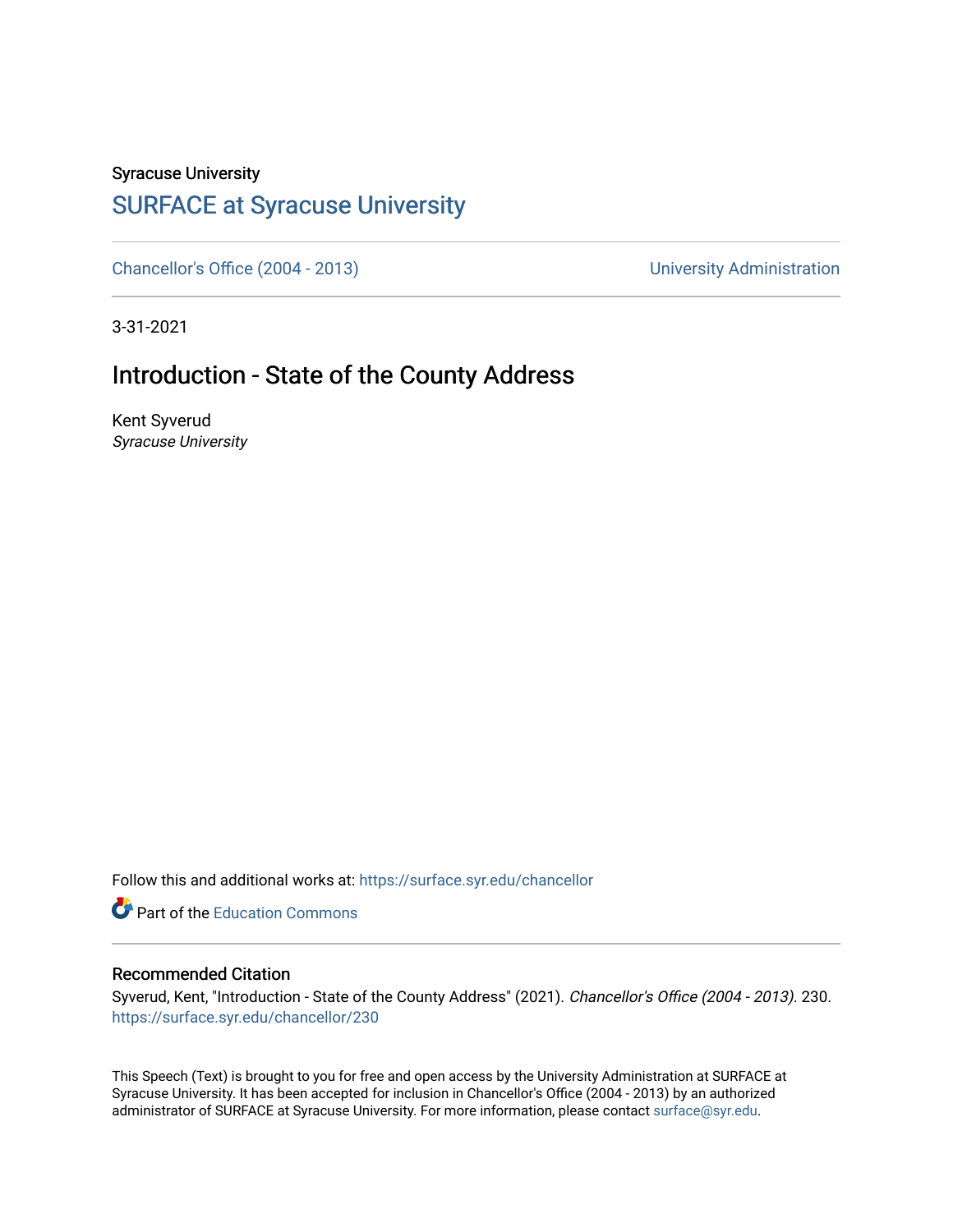Syracuse University

## SURFACE at Syracuse University

Chancellor's Office (2004 - 2013) University Administration

3-31-2021

# Introduction - State of the County Address

Kent Syverud
*Syracuse University*

Follow this and additional works at: https://surface.syr.edu/chancellor

Part of the Education Commons

### Recommended Citation

Syverud, Kent, "Introduction - State of the County Address" (2021). *Chancellor's Office (2004 - 2013)*. 230.
https://surface.syr.edu/chancellor/230

This Speech (Text) is brought to you for free and open access by the University Administration at SURFACE at Syracuse University. It has been accepted for inclusion in Chancellor's Office (2004 - 2013) by an authorized administrator of SURFACE at Syracuse University. For more information, please contact surface@syr.edu.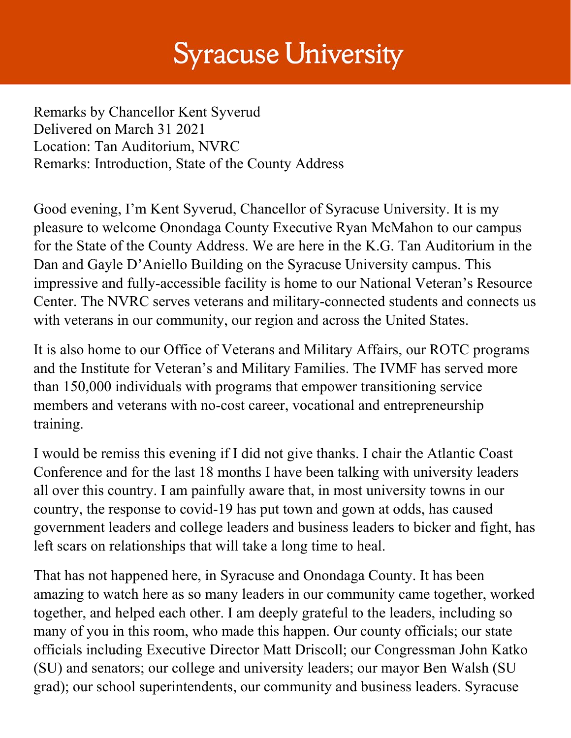Remarks by Chancellor Kent Syverud
Delivered on March 31 2021
Location: Tan Auditorium, NVRC
Remarks: Introduction, State of the County Address

Good evening, I'm Kent Syverud, Chancellor of Syracuse University. It is my pleasure to welcome Onondaga County Executive Ryan McMahon to our campus for the State of the County Address. We are here in the K.G. Tan Auditorium in the Dan and Gayle D'Aniello Building on the Syracuse University campus. This impressive and fully-accessible facility is home to our National Veteran's Resource Center. The NVRC serves veterans and military-connected students and connects us with veterans in our community, our region and across the United States.

It is also home to our Office of Veterans and Military Affairs, our ROTC programs and the Institute for Veteran's and Military Families. The IVMF has served more than 150,000 individuals with programs that empower transitioning service members and veterans with no-cost career, vocational and entrepreneurship training.

I would be remiss this evening if I did not give thanks. I chair the Atlantic Coast Conference and for the last 18 months I have been talking with university leaders all over this country. I am painfully aware that, in most university towns in our country, the response to covid-19 has put town and gown at odds, has caused government leaders and college leaders and business leaders to bicker and fight, has left scars on relationships that will take a long time to heal.

That has not happened here, in Syracuse and Onondaga County. It has been amazing to watch here as so many leaders in our community came together, worked together, and helped each other. I am deeply grateful to the leaders, including so many of you in this room, who made this happen. Our county officials; our state officials including Executive Director Matt Driscoll; our Congressman John Katko (SU) and senators; our college and university leaders; our mayor Ben Walsh (SU grad); our school superintendents, our community and business leaders. Syracuse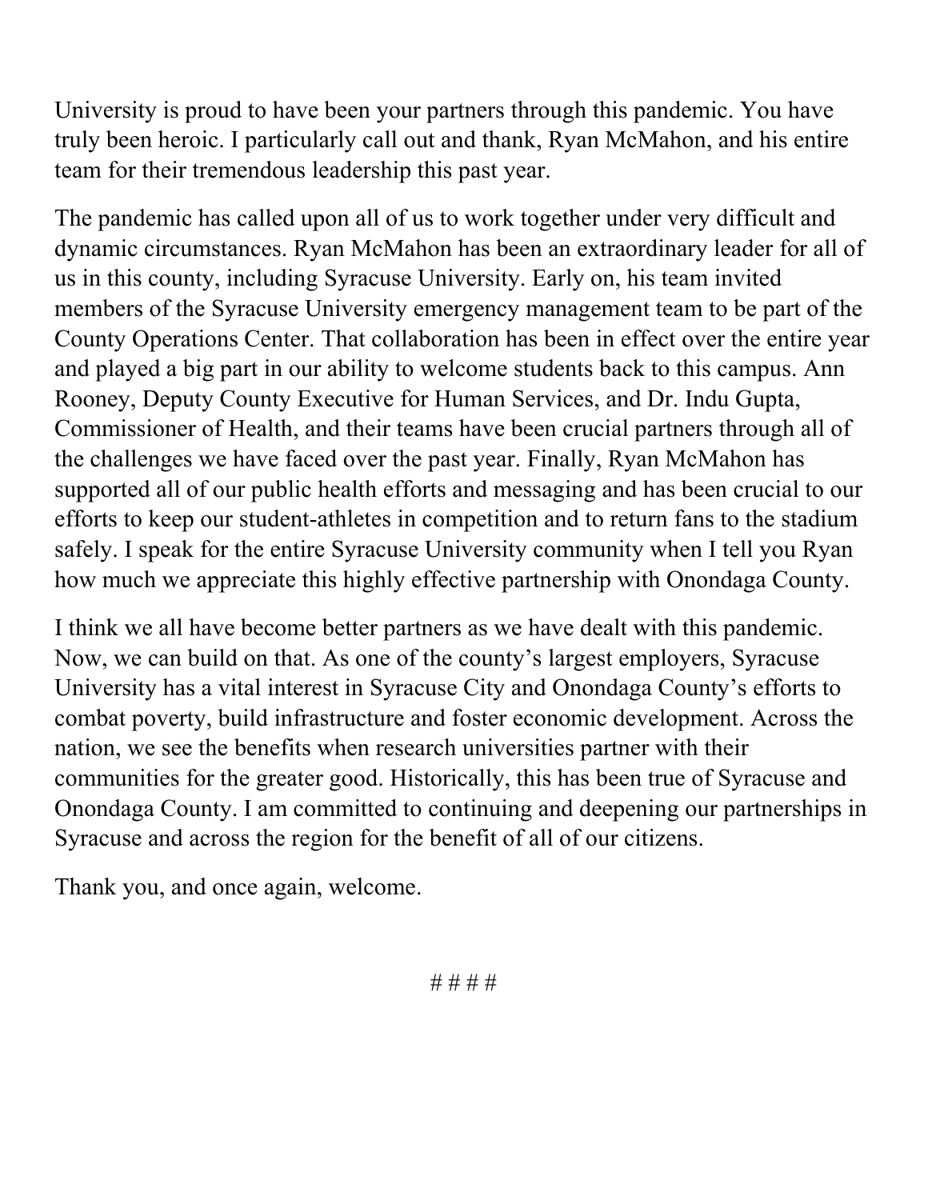University is proud to have been your partners through this pandemic. You have truly been heroic. I particularly call out and thank, Ryan McMahon, and his entire team for their tremendous leadership this past year.

The pandemic has called upon all of us to work together under very difficult and dynamic circumstances. Ryan McMahon has been an extraordinary leader for all of us in this county, including Syracuse University. Early on, his team invited members of the Syracuse University emergency management team to be part of the County Operations Center. That collaboration has been in effect over the entire year and played a big part in our ability to welcome students back to this campus. Ann Rooney, Deputy County Executive for Human Services, and Dr. Indu Gupta, Commissioner of Health, and their teams have been crucial partners through all of the challenges we have faced over the past year. Finally, Ryan McMahon has supported all of our public health efforts and messaging and has been crucial to our efforts to keep our student-athletes in competition and to return fans to the stadium safely. I speak for the entire Syracuse University community when I tell you Ryan how much we appreciate this highly effective partnership with Onondaga County.

I think we all have become better partners as we have dealt with this pandemic. Now, we can build on that. As one of the county's largest employers, Syracuse University has a vital interest in Syracuse City and Onondaga County's efforts to combat poverty, build infrastructure and foster economic development. Across the nation, we see the benefits when research universities partner with their communities for the greater good. Historically, this has been true of Syracuse and Onondaga County. I am committed to continuing and deepening our partnerships in Syracuse and across the region for the benefit of all of our citizens.

Thank you, and once again, welcome.

# # # #